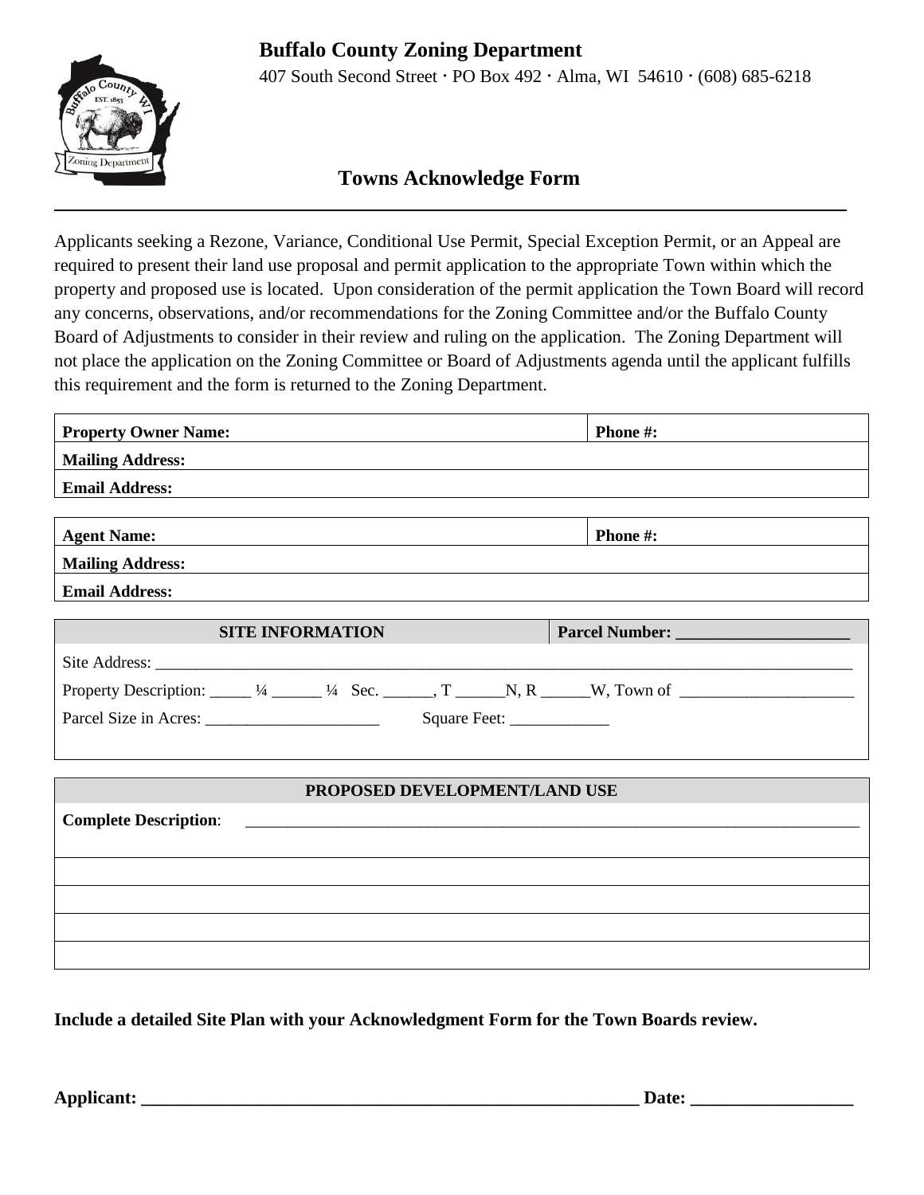**Buffalo County Zoning Department**

407 South Second Street · PO Box 492 · Alma, WI 54610 · (608) 685-6218

# Towns Acknowledge Form

Applicants seeking a Rezone, Variance, Conditional Use Permit, Special Exception Permit, or an Appeal are required to present their land use proposal and permit application to the appropriate Town within which the property and proposed use is located. Upon consideration of the permit application the Town Board will record any concerns, observations, and/or recommendations for the Zoning Committee and/or the Buffalo County Board of Adjustments to consider in their review and ruling on the application. The Zoning Department will not place the application on the Zoning Committee or Board of Adjustments agenda until the applicant fulfills this requirement and the form is returned to the Zoning Department.

| **Property Owner Name:** | **Phone #:** |
|---|---|
| **Mailing Address:** | |
| **Email Address:** | |

| **Agent Name:** | **Phone #:** |
|---|---|
| **Mailing Address:** | |
| **Email Address:** | |

| **SITE INFORMATION** | **Parcel Number: ______________________** |
|---|---|
| Site Address: ________________________________________________________________________________________ | |
| Property Description: _____ ¼ ______ ¼ Sec. ______, T ______N, R ______W, Town of ______________________ | |
| Parcel Size in Acres: ______________________ Square Feet: ____________ | |

| **PROPOSED DEVELOPMENT/LAND USE** |
|---|
| **Complete Description**: ________________________________________________________________________________ |
| |
| |
| |
| |

**Include a detailed Site Plan with your Acknowledgment Form for the Town Boards review.**

**Applicant: ____________________________________________________________ Date: __________________**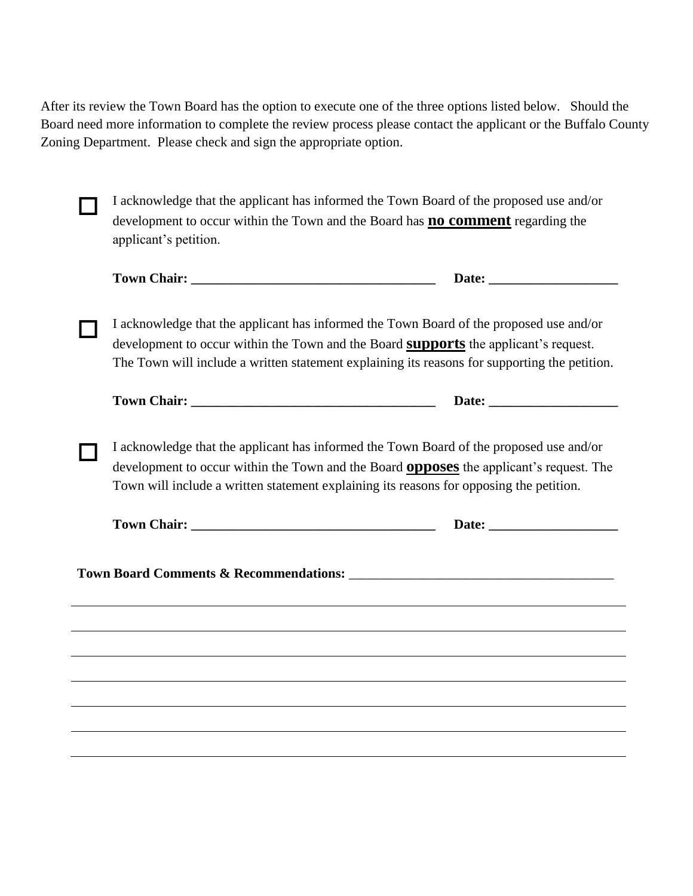After its review the Town Board has the option to execute one of the three options listed below. Should the Board need more information to complete the review process please contact the applicant or the Buffalo County Zoning Department. Please check and sign the appropriate option.

☐ I acknowledge that the applicant has informed the Town Board of the proposed use and/or development to occur within the Town and the Board has **no comment** regarding the applicant's petition.

**Town Chair: ____________________________________ Date: ___________________**

☐ I acknowledge that the applicant has informed the Town Board of the proposed use and/or development to occur within the Town and the Board **supports** the applicant's request. The Town will include a written statement explaining its reasons for supporting the petition.

**Town Chair: ____________________________________ Date: ___________________**

☐ I acknowledge that the applicant has informed the Town Board of the proposed use and/or development to occur within the Town and the Board **opposes** the applicant's request. The Town will include a written statement explaining its reasons for opposing the petition.

**Town Chair: ____________________________________ Date: ___________________**

**Town Board Comments & Recommendations:** _______________________________________

_____________________________________________________________________________________

_____________________________________________________________________________________

_____________________________________________________________________________________

_____________________________________________________________________________________

_____________________________________________________________________________________

_____________________________________________________________________________________

_____________________________________________________________________________________